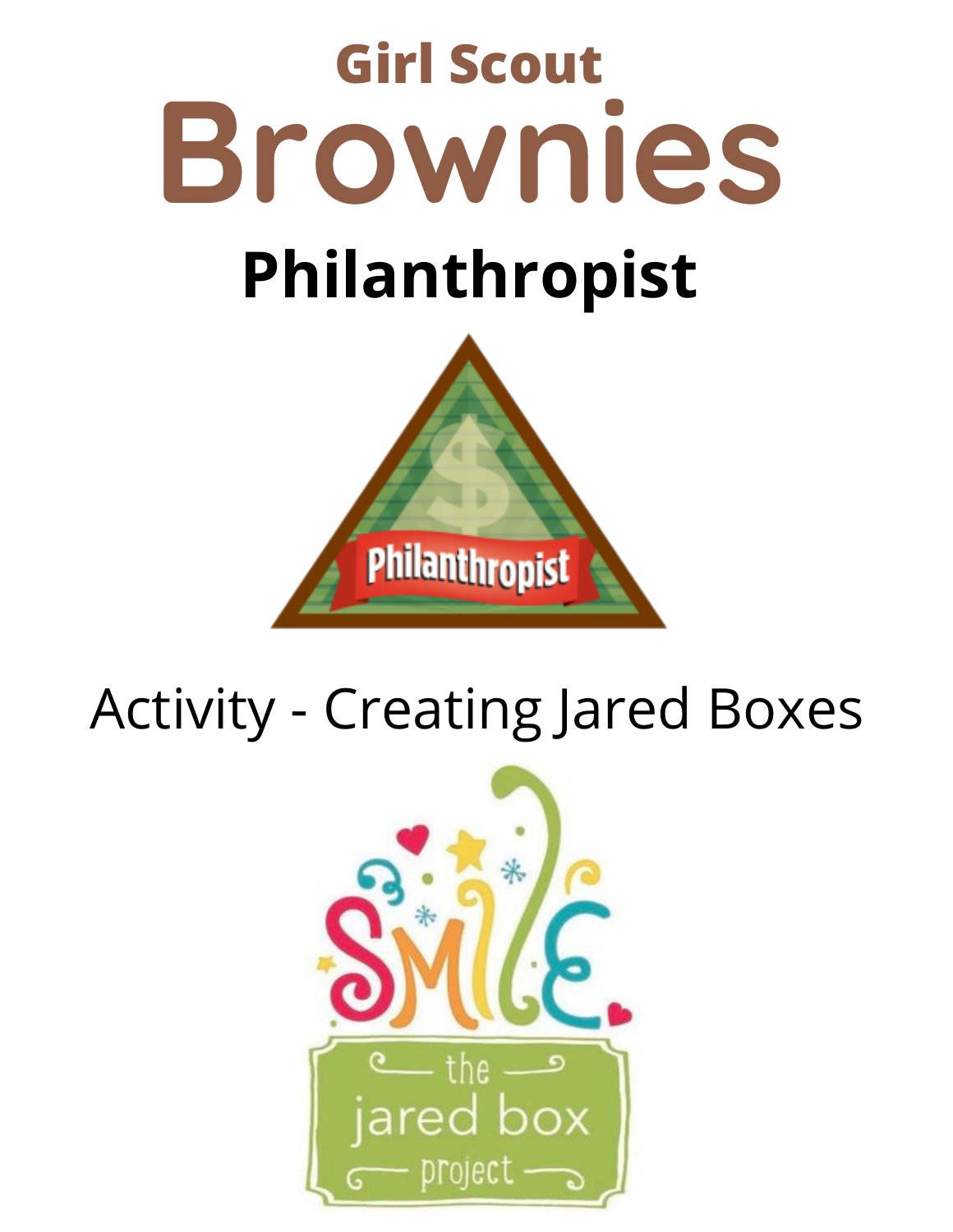# Girl Scout Brownies

## Philanthropist

Activity - Creating Jared Boxes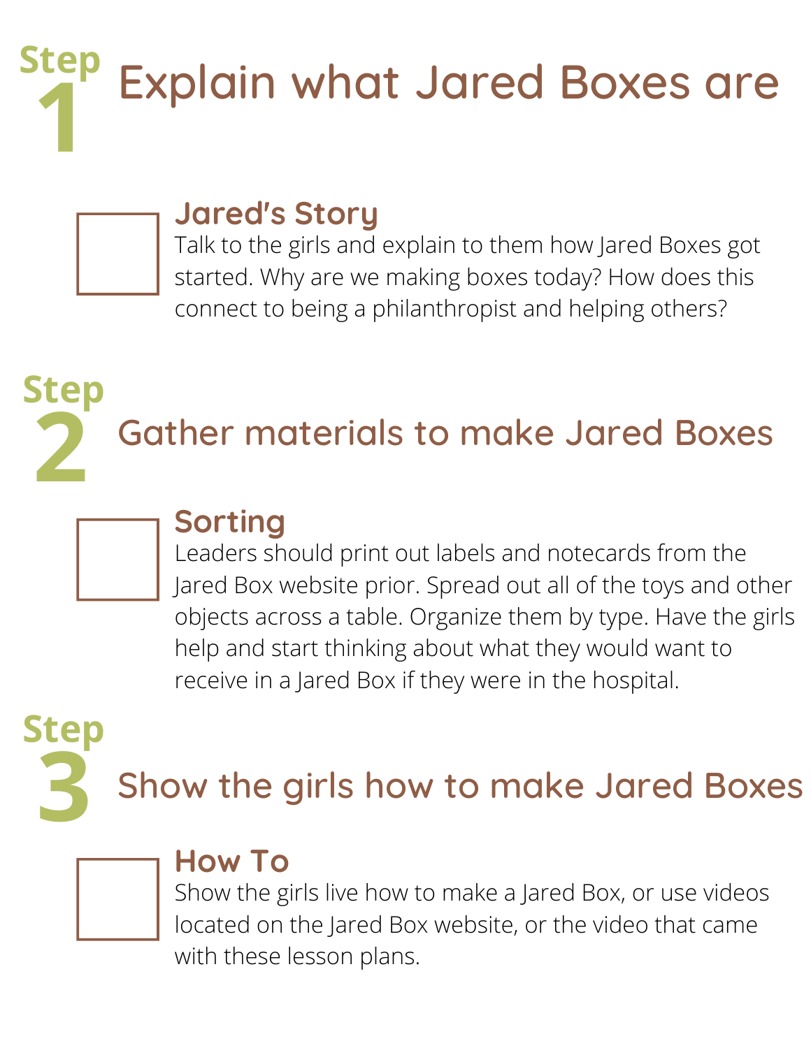## Step 1 Explain what Jared Boxes are

- [ ] **Jared's Story**
  Talk to the girls and explain to them how Jared Boxes got started. Why are we making boxes today? How does this connect to being a philanthropist and helping others?

## Step 2 Gather materials to make Jared Boxes

- [ ] **Sorting**
  Leaders should print out labels and notecards from the Jared Box website prior. Spread out all of the toys and other objects across a table. Organize them by type. Have the girls help and start thinking about what they would want to receive in a Jared Box if they were in the hospital.

## Step 3 Show the girls how to make Jared Boxes

- [ ] **How To**
  Show the girls live how to make a Jared Box, or use videos located on the Jared Box website, or the video that came with these lesson plans.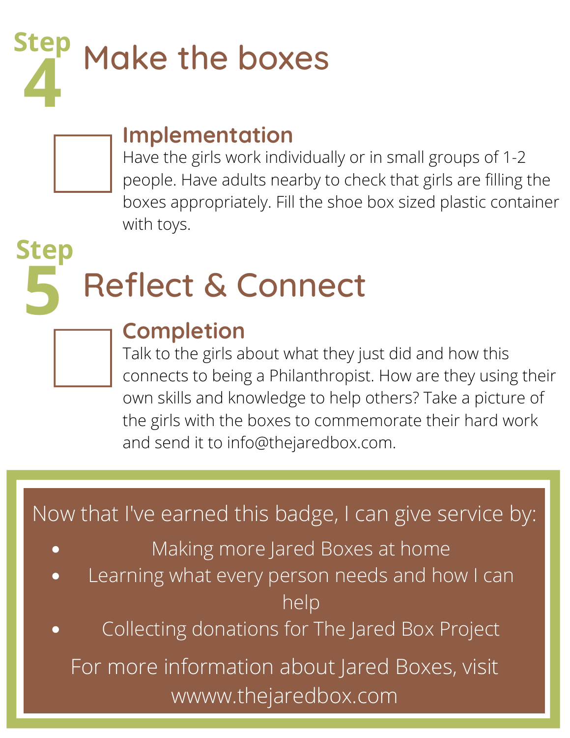## Step 4 Make the boxes

- [ ] **Implementation**
  Have the girls work individually or in small groups of 1-2 people. Have adults nearby to check that girls are filling the boxes appropriately. Fill the shoe box sized plastic container with toys.

## Step 5 Reflect & Connect

- [ ] **Completion**
  Talk to the girls about what they just did and how this connects to being a Philanthropist. How are they using their own skills and knowledge to help others? Take a picture of the girls with the boxes to commemorate their hard work and send it to info@thejaredbox.com.

Now that I've earned this badge, I can give service by:

- Making more Jared Boxes at home
- Learning what every person needs and how I can help
- Collecting donations for The Jared Box Project

For more information about Jared Boxes, visit wwww.thejaredbox.com